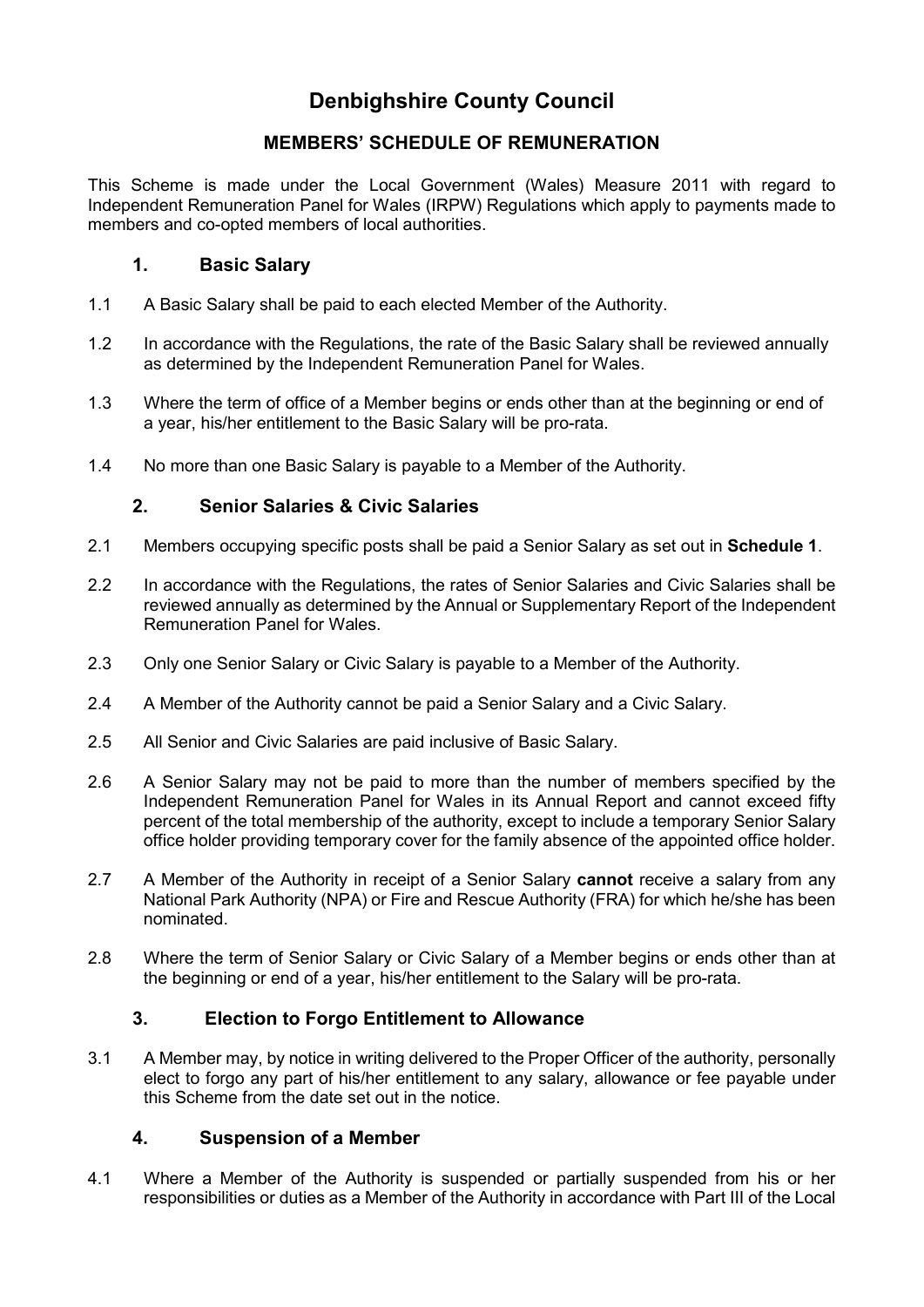# Denbighshire County Council

## MEMBERS' SCHEDULE OF REMUNERATION

This Scheme is made under the Local Government (Wales) Measure 2011 with regard to Independent Remuneration Panel for Wales (IRPW) Regulations which apply to payments made to members and co-opted members of local authorities.

### 1. Basic Salary

1.1 A Basic Salary shall be paid to each elected Member of the Authority.

1.2 In accordance with the Regulations, the rate of the Basic Salary shall be reviewed annually as determined by the Independent Remuneration Panel for Wales.

1.3 Where the term of office of a Member begins or ends other than at the beginning or end of a year, his/her entitlement to the Basic Salary will be pro-rata.

1.4 No more than one Basic Salary is payable to a Member of the Authority.

### 2. Senior Salaries & Civic Salaries

2.1 Members occupying specific posts shall be paid a Senior Salary as set out in **Schedule 1**.

2.2 In accordance with the Regulations, the rates of Senior Salaries and Civic Salaries shall be reviewed annually as determined by the Annual or Supplementary Report of the Independent Remuneration Panel for Wales.

2.3 Only one Senior Salary or Civic Salary is payable to a Member of the Authority.

2.4 A Member of the Authority cannot be paid a Senior Salary and a Civic Salary.

2.5 All Senior and Civic Salaries are paid inclusive of Basic Salary.

2.6 A Senior Salary may not be paid to more than the number of members specified by the Independent Remuneration Panel for Wales in its Annual Report and cannot exceed fifty percent of the total membership of the authority, except to include a temporary Senior Salary office holder providing temporary cover for the family absence of the appointed office holder.

2.7 A Member of the Authority in receipt of a Senior Salary **cannot** receive a salary from any National Park Authority (NPA) or Fire and Rescue Authority (FRA) for which he/she has been nominated.

2.8 Where the term of Senior Salary or Civic Salary of a Member begins or ends other than at the beginning or end of a year, his/her entitlement to the Salary will be pro-rata.

### 3. Election to Forgo Entitlement to Allowance

3.1 A Member may, by notice in writing delivered to the Proper Officer of the authority, personally elect to forgo any part of his/her entitlement to any salary, allowance or fee payable under this Scheme from the date set out in the notice.

### 4. Suspension of a Member

4.1 Where a Member of the Authority is suspended or partially suspended from his or her responsibilities or duties as a Member of the Authority in accordance with Part III of the Local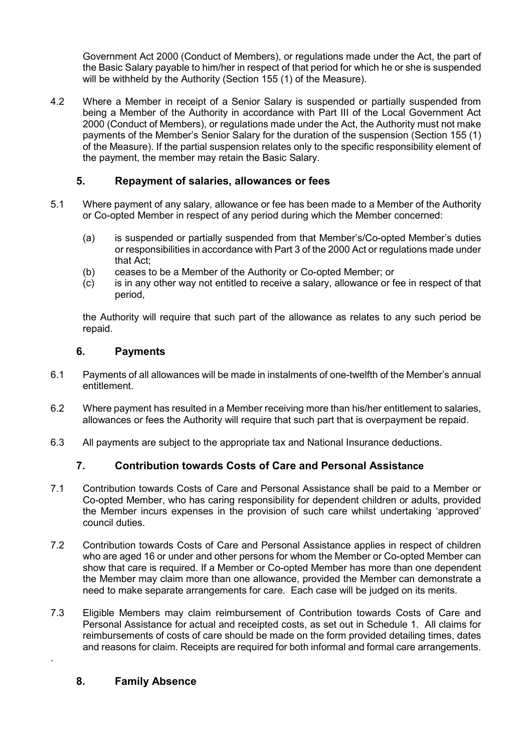Government Act 2000 (Conduct of Members), or regulations made under the Act, the part of the Basic Salary payable to him/her in respect of that period for which he or she is suspended will be withheld by the Authority (Section 155 (1) of the Measure).

4.2 Where a Member in receipt of a Senior Salary is suspended or partially suspended from being a Member of the Authority in accordance with Part III of the Local Government Act 2000 (Conduct of Members), or regulations made under the Act, the Authority must not make payments of the Member's Senior Salary for the duration of the suspension (Section 155 (1) of the Measure). If the partial suspension relates only to the specific responsibility element of the payment, the member may retain the Basic Salary.

## 5. Repayment of salaries, allowances or fees

5.1 Where payment of any salary, allowance or fee has been made to a Member of the Authority or Co-opted Member in respect of any period during which the Member concerned:

(a) is suspended or partially suspended from that Member's/Co-opted Member's duties or responsibilities in accordance with Part 3 of the 2000 Act or regulations made under that Act;

(b) ceases to be a Member of the Authority or Co-opted Member; or

(c) is in any other way not entitled to receive a salary, allowance or fee in respect of that period,

the Authority will require that such part of the allowance as relates to any such period be repaid.

## 6. Payments

6.1 Payments of all allowances will be made in instalments of one-twelfth of the Member's annual entitlement.

6.2 Where payment has resulted in a Member receiving more than his/her entitlement to salaries, allowances or fees the Authority will require that such part that is overpayment be repaid.

6.3 All payments are subject to the appropriate tax and National Insurance deductions.

## 7. Contribution towards Costs of Care and Personal Assistance

7.1 Contribution towards Costs of Care and Personal Assistance shall be paid to a Member or Co-opted Member, who has caring responsibility for dependent children or adults, provided the Member incurs expenses in the provision of such care whilst undertaking 'approved' council duties.

7.2 Contribution towards Costs of Care and Personal Assistance applies in respect of children who are aged 16 or under and other persons for whom the Member or Co-opted Member can show that care is required. If a Member or Co-opted Member has more than one dependent the Member may claim more than one allowance, provided the Member can demonstrate a need to make separate arrangements for care. Each case will be judged on its merits.

7.3 Eligible Members may claim reimbursement of Contribution towards Costs of Care and Personal Assistance for actual and receipted costs, as set out in Schedule 1. All claims for reimbursements of costs of care should be made on the form provided detailing times, dates and reasons for claim. Receipts are required for both informal and formal care arrangements.

## 8. Family Absence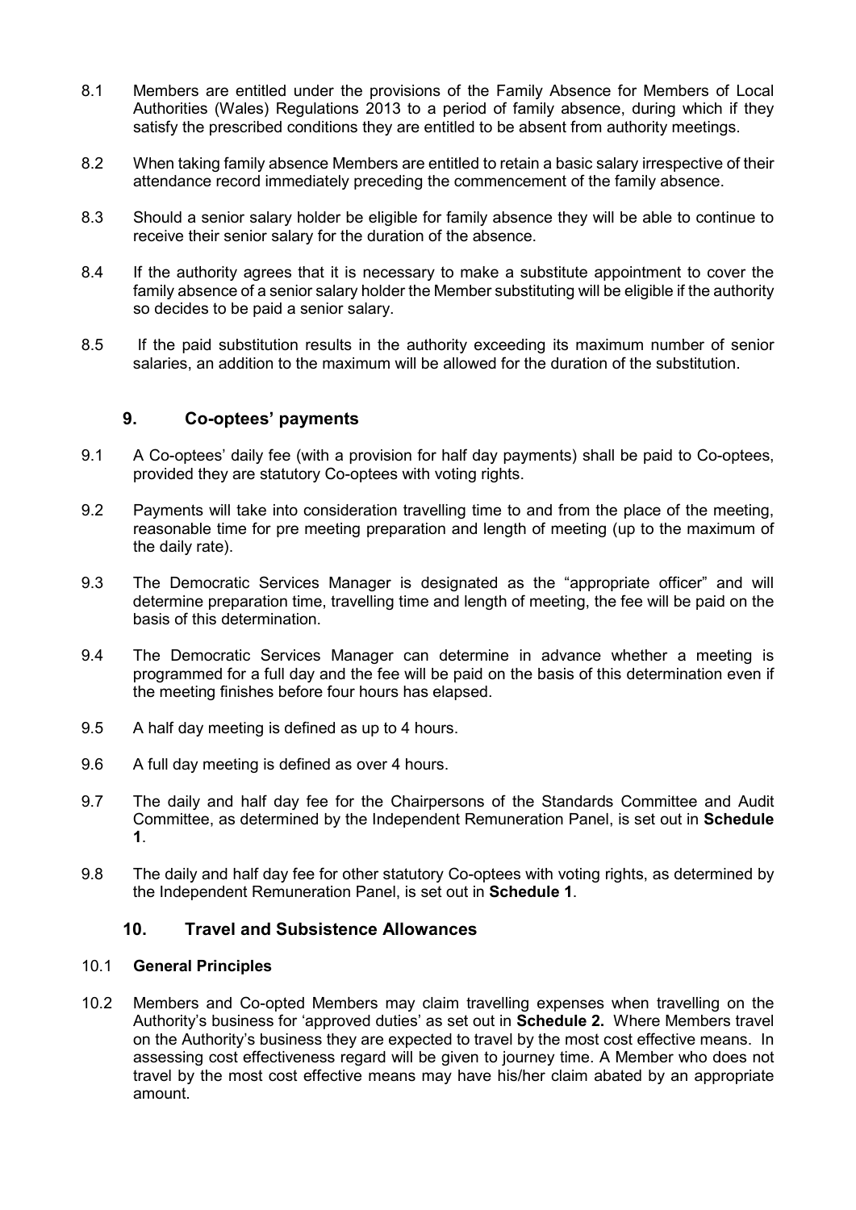8.1 Members are entitled under the provisions of the Family Absence for Members of Local Authorities (Wales) Regulations 2013 to a period of family absence, during which if they satisfy the prescribed conditions they are entitled to be absent from authority meetings.

8.2 When taking family absence Members are entitled to retain a basic salary irrespective of their attendance record immediately preceding the commencement of the family absence.

8.3 Should a senior salary holder be eligible for family absence they will be able to continue to receive their senior salary for the duration of the absence.

8.4 If the authority agrees that it is necessary to make a substitute appointment to cover the family absence of a senior salary holder the Member substituting will be eligible if the authority so decides to be paid a senior salary.

8.5 If the paid substitution results in the authority exceeding its maximum number of senior salaries, an addition to the maximum will be allowed for the duration of the substitution.

## 9. Co-optees' payments

9.1 A Co-optees' daily fee (with a provision for half day payments) shall be paid to Co-optees, provided they are statutory Co-optees with voting rights.

9.2 Payments will take into consideration travelling time to and from the place of the meeting, reasonable time for pre meeting preparation and length of meeting (up to the maximum of the daily rate).

9.3 The Democratic Services Manager is designated as the "appropriate officer" and will determine preparation time, travelling time and length of meeting, the fee will be paid on the basis of this determination.

9.4 The Democratic Services Manager can determine in advance whether a meeting is programmed for a full day and the fee will be paid on the basis of this determination even if the meeting finishes before four hours has elapsed.

9.5 A half day meeting is defined as up to 4 hours.

9.6 A full day meeting is defined as over 4 hours.

9.7 The daily and half day fee for the Chairpersons of the Standards Committee and Audit Committee, as determined by the Independent Remuneration Panel, is set out in **Schedule 1**.

9.8 The daily and half day fee for other statutory Co-optees with voting rights, as determined by the Independent Remuneration Panel, is set out in **Schedule 1**.

## 10. Travel and Subsistence Allowances

10.1 **General Principles**

10.2 Members and Co-opted Members may claim travelling expenses when travelling on the Authority's business for 'approved duties' as set out in **Schedule 2.** Where Members travel on the Authority's business they are expected to travel by the most cost effective means. In assessing cost effectiveness regard will be given to journey time. A Member who does not travel by the most cost effective means may have his/her claim abated by an appropriate amount.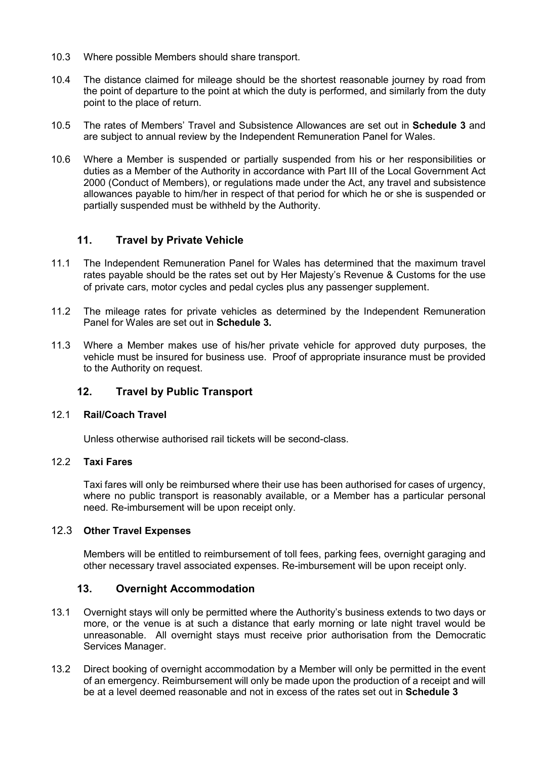10.3 Where possible Members should share transport.

10.4 The distance claimed for mileage should be the shortest reasonable journey by road from the point of departure to the point at which the duty is performed, and similarly from the duty point to the place of return.

10.5 The rates of Members' Travel and Subsistence Allowances are set out in **Schedule 3** and are subject to annual review by the Independent Remuneration Panel for Wales.

10.6 Where a Member is suspended or partially suspended from his or her responsibilities or duties as a Member of the Authority in accordance with Part III of the Local Government Act 2000 (Conduct of Members), or regulations made under the Act, any travel and subsistence allowances payable to him/her in respect of that period for which he or she is suspended or partially suspended must be withheld by the Authority.

## 11. Travel by Private Vehicle

11.1 The Independent Remuneration Panel for Wales has determined that the maximum travel rates payable should be the rates set out by Her Majesty's Revenue & Customs for the use of private cars, motor cycles and pedal cycles plus any passenger supplement.

11.2 The mileage rates for private vehicles as determined by the Independent Remuneration Panel for Wales are set out in **Schedule 3.**

11.3 Where a Member makes use of his/her private vehicle for approved duty purposes, the vehicle must be insured for business use. Proof of appropriate insurance must be provided to the Authority on request.

## 12. Travel by Public Transport

12.1 **Rail/Coach Travel**

Unless otherwise authorised rail tickets will be second-class.

12.2 **Taxi Fares**

Taxi fares will only be reimbursed where their use has been authorised for cases of urgency, where no public transport is reasonably available, or a Member has a particular personal need. Re-imbursement will be upon receipt only.

12.3 **Other Travel Expenses**

Members will be entitled to reimbursement of toll fees, parking fees, overnight garaging and other necessary travel associated expenses. Re-imbursement will be upon receipt only.

## 13. Overnight Accommodation

13.1 Overnight stays will only be permitted where the Authority's business extends to two days or more, or the venue is at such a distance that early morning or late night travel would be unreasonable. All overnight stays must receive prior authorisation from the Democratic Services Manager.

13.2 Direct booking of overnight accommodation by a Member will only be permitted in the event of an emergency. Reimbursement will only be made upon the production of a receipt and will be at a level deemed reasonable and not in excess of the rates set out in **Schedule 3**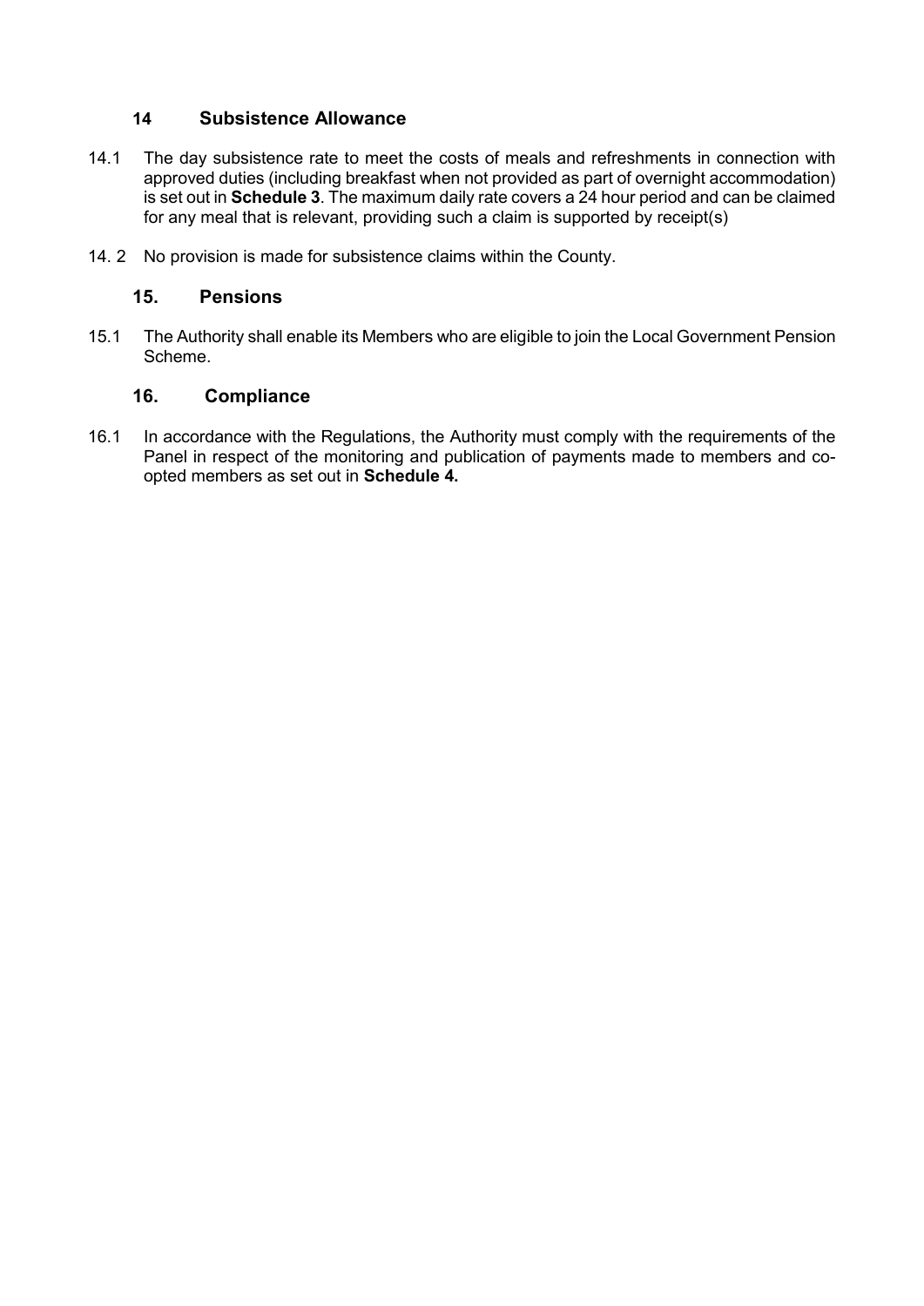## 14 Subsistence Allowance

14.1 The day subsistence rate to meet the costs of meals and refreshments in connection with approved duties (including breakfast when not provided as part of overnight accommodation) is set out in **Schedule 3**. The maximum daily rate covers a 24 hour period and can be claimed for any meal that is relevant, providing such a claim is supported by receipt(s)

14. 2 No provision is made for subsistence claims within the County.

## 15. Pensions

15.1 The Authority shall enable its Members who are eligible to join the Local Government Pension Scheme.

## 16. Compliance

16.1 In accordance with the Regulations, the Authority must comply with the requirements of the Panel in respect of the monitoring and publication of payments made to members and co-opted members as set out in **Schedule 4.**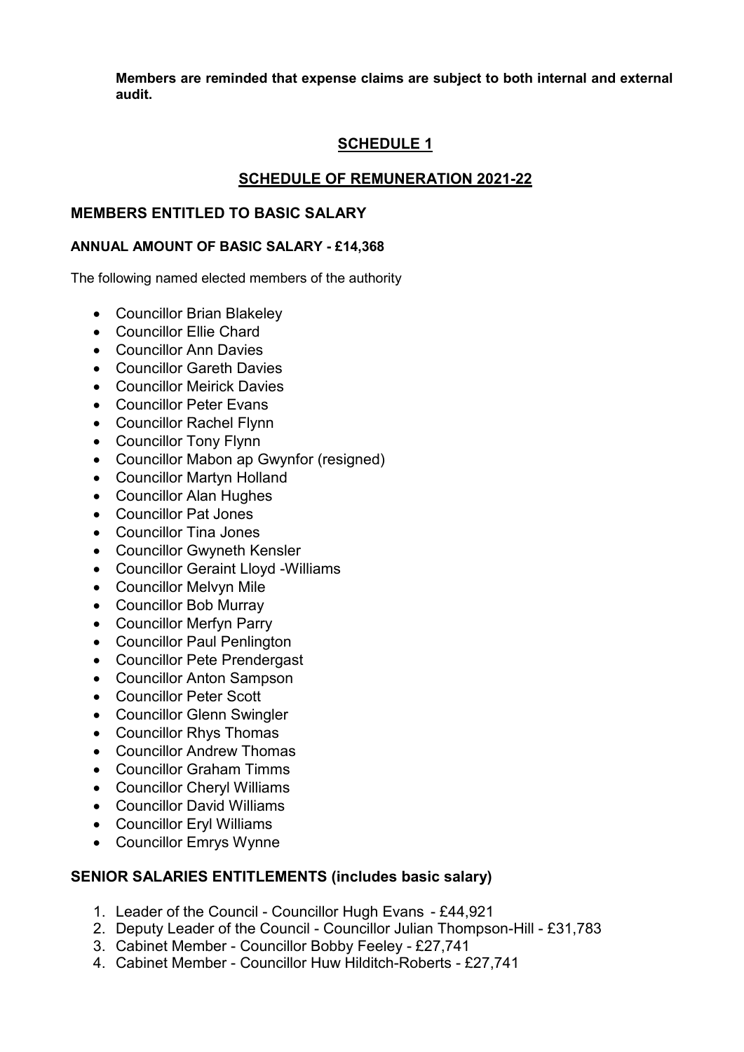**Members are reminded that expense claims are subject to both internal and external audit.**

## SCHEDULE 1

## SCHEDULE OF REMUNERATION 2021-22

### MEMBERS ENTITLED TO BASIC SALARY

#### ANNUAL AMOUNT OF BASIC SALARY - £14,368

The following named elected members of the authority

- Councillor Brian Blakeley
- Councillor Ellie Chard
- Councillor Ann Davies
- Councillor Gareth Davies
- Councillor Meirick Davies
- Councillor Peter Evans
- Councillor Rachel Flynn
- Councillor Tony Flynn
- Councillor Mabon ap Gwynfor (resigned)
- Councillor Martyn Holland
- Councillor Alan Hughes
- Councillor Pat Jones
- Councillor Tina Jones
- Councillor Gwyneth Kensler
- Councillor Geraint Lloyd -Williams
- Councillor Melvyn Mile
- Councillor Bob Murray
- Councillor Merfyn Parry
- Councillor Paul Penlington
- Councillor Pete Prendergast
- Councillor Anton Sampson
- Councillor Peter Scott
- Councillor Glenn Swingler
- Councillor Rhys Thomas
- Councillor Andrew Thomas
- Councillor Graham Timms
- Councillor Cheryl Williams
- Councillor David Williams
- Councillor Eryl Williams
- Councillor Emrys Wynne

### SENIOR SALARIES ENTITLEMENTS (includes basic salary)

1. Leader of the Council - Councillor Hugh Evans - £44,921
2. Deputy Leader of the Council - Councillor Julian Thompson-Hill - £31,783
3. Cabinet Member - Councillor Bobby Feeley - £27,741
4. Cabinet Member - Councillor Huw Hilditch-Roberts - £27,741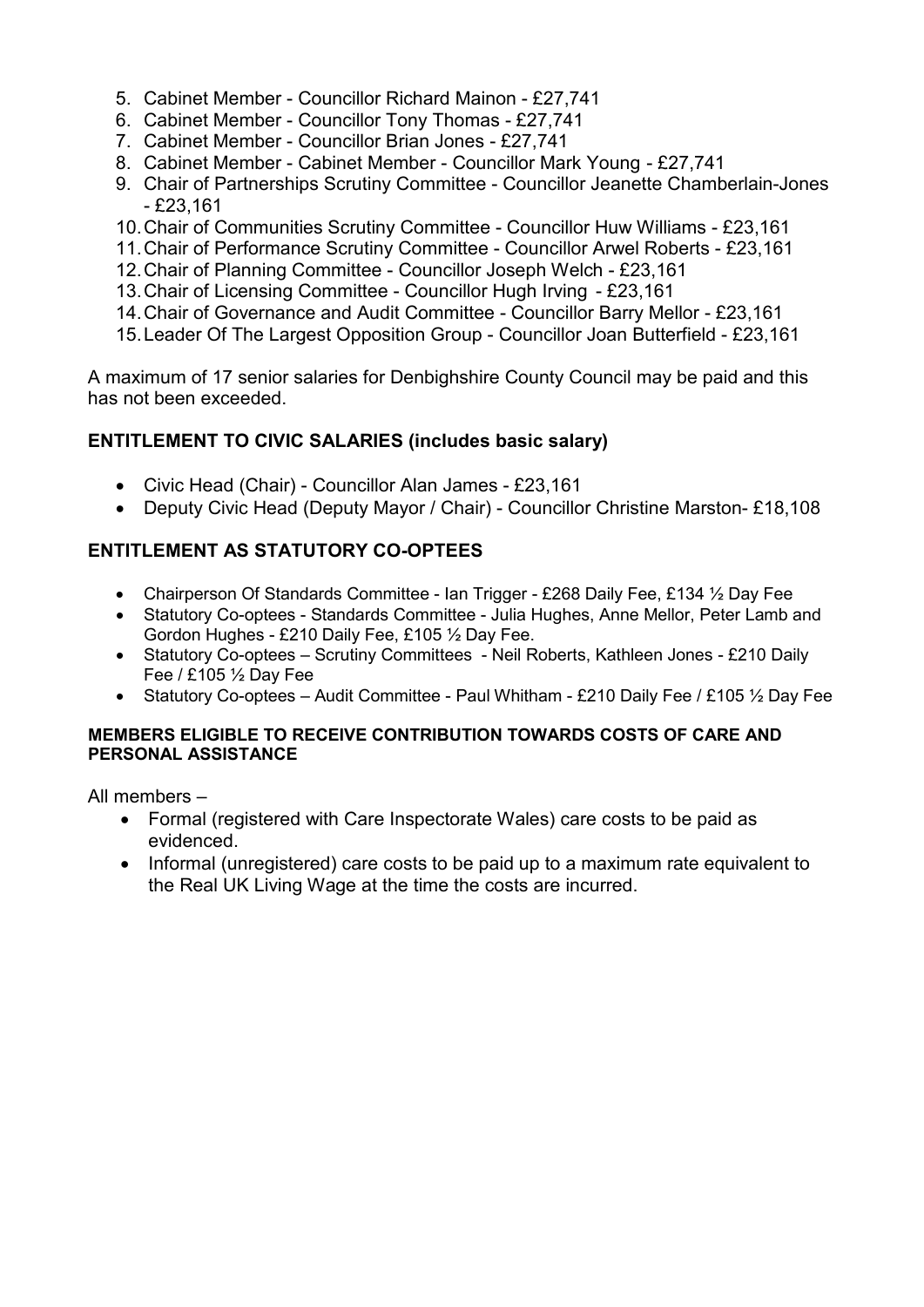5. Cabinet Member - Councillor Richard Mainon - £27,741
6. Cabinet Member - Councillor Tony Thomas - £27,741
7. Cabinet Member - Councillor Brian Jones - £27,741
8. Cabinet Member - Cabinet Member - Councillor Mark Young - £27,741
9. Chair of Partnerships Scrutiny Committee - Councillor Jeanette Chamberlain-Jones - £23,161
10. Chair of Communities Scrutiny Committee - Councillor Huw Williams - £23,161
11. Chair of Performance Scrutiny Committee - Councillor Arwel Roberts - £23,161
12. Chair of Planning Committee - Councillor Joseph Welch - £23,161
13. Chair of Licensing Committee - Councillor Hugh Irving - £23,161
14. Chair of Governance and Audit Committee - Councillor Barry Mellor - £23,161
15. Leader Of The Largest Opposition Group - Councillor Joan Butterfield - £23,161

A maximum of 17 senior salaries for Denbighshire County Council may be paid and this has not been exceeded.

## ENTITLEMENT TO CIVIC SALARIES (includes basic salary)

- Civic Head (Chair) - Councillor Alan James - £23,161
- Deputy Civic Head (Deputy Mayor / Chair) - Councillor Christine Marston- £18,108

## ENTITLEMENT AS STATUTORY CO-OPTEES

- Chairperson Of Standards Committee - Ian Trigger - £268 Daily Fee, £134 ½ Day Fee
- Statutory Co-optees - Standards Committee - Julia Hughes, Anne Mellor, Peter Lamb and Gordon Hughes - £210 Daily Fee, £105 ½ Day Fee.
- Statutory Co-optees – Scrutiny Committees - Neil Roberts, Kathleen Jones - £210 Daily Fee / £105 ½ Day Fee
- Statutory Co-optees – Audit Committee - Paul Whitham - £210 Daily Fee / £105 ½ Day Fee

### MEMBERS ELIGIBLE TO RECEIVE CONTRIBUTION TOWARDS COSTS OF CARE AND PERSONAL ASSISTANCE

All members –

- Formal (registered with Care Inspectorate Wales) care costs to be paid as evidenced.
- Informal (unregistered) care costs to be paid up to a maximum rate equivalent to the Real UK Living Wage at the time the costs are incurred.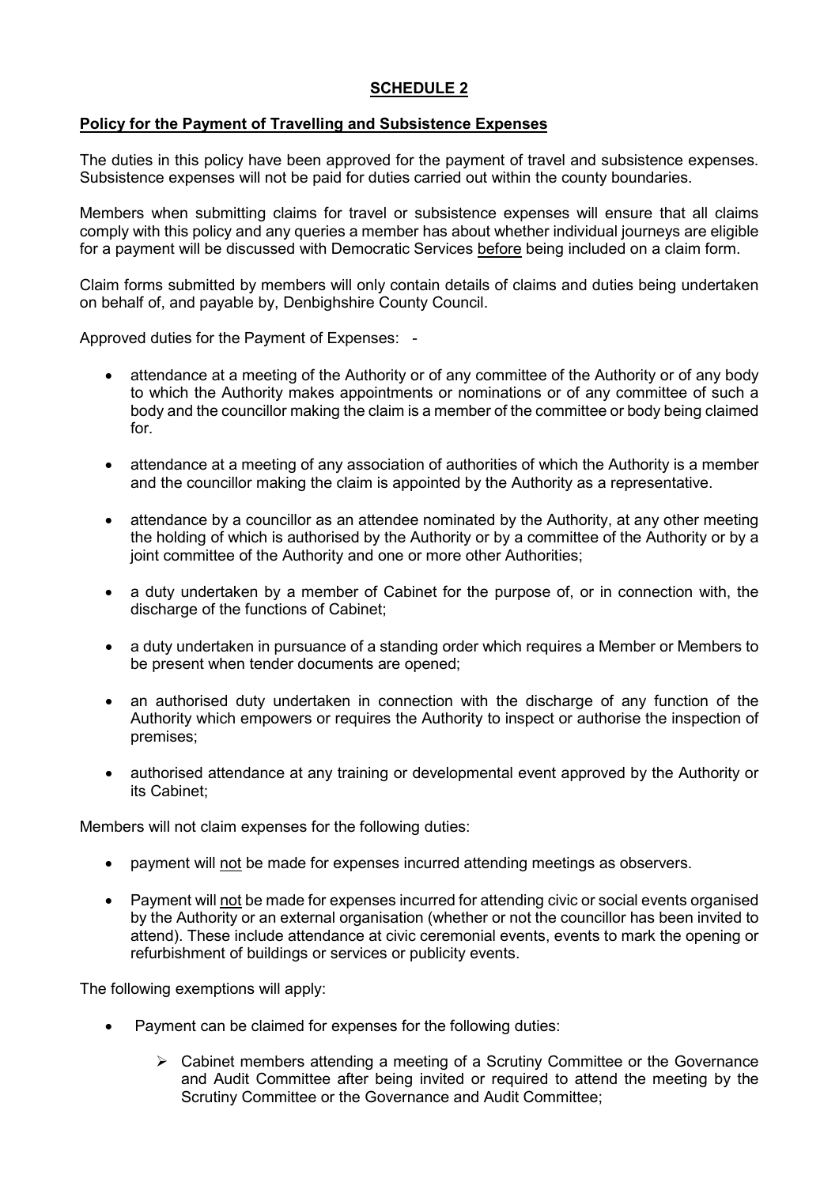## SCHEDULE 2

**Policy for the Payment of Travelling and Subsistence Expenses**

The duties in this policy have been approved for the payment of travel and subsistence expenses. Subsistence expenses will not be paid for duties carried out within the county boundaries.

Members when submitting claims for travel or subsistence expenses will ensure that all claims comply with this policy and any queries a member has about whether individual journeys are eligible for a payment will be discussed with Democratic Services before being included on a claim form.

Claim forms submitted by members will only contain details of claims and duties being undertaken on behalf of, and payable by, Denbighshire County Council.

Approved duties for the Payment of Expenses: -

- attendance at a meeting of the Authority or of any committee of the Authority or of any body to which the Authority makes appointments or nominations or of any committee of such a body and the councillor making the claim is a member of the committee or body being claimed for.
- attendance at a meeting of any association of authorities of which the Authority is a member and the councillor making the claim is appointed by the Authority as a representative.
- attendance by a councillor as an attendee nominated by the Authority, at any other meeting the holding of which is authorised by the Authority or by a committee of the Authority or by a joint committee of the Authority and one or more other Authorities;
- a duty undertaken by a member of Cabinet for the purpose of, or in connection with, the discharge of the functions of Cabinet;
- a duty undertaken in pursuance of a standing order which requires a Member or Members to be present when tender documents are opened;
- an authorised duty undertaken in connection with the discharge of any function of the Authority which empowers or requires the Authority to inspect or authorise the inspection of premises;
- authorised attendance at any training or developmental event approved by the Authority or its Cabinet;

Members will not claim expenses for the following duties:

- payment will not be made for expenses incurred attending meetings as observers.
- Payment will not be made for expenses incurred for attending civic or social events organised by the Authority or an external organisation (whether or not the councillor has been invited to attend). These include attendance at civic ceremonial events, events to mark the opening or refurbishment of buildings or services or publicity events.

The following exemptions will apply:

- Payment can be claimed for expenses for the following duties:
  - Cabinet members attending a meeting of a Scrutiny Committee or the Governance and Audit Committee after being invited or required to attend the meeting by the Scrutiny Committee or the Governance and Audit Committee;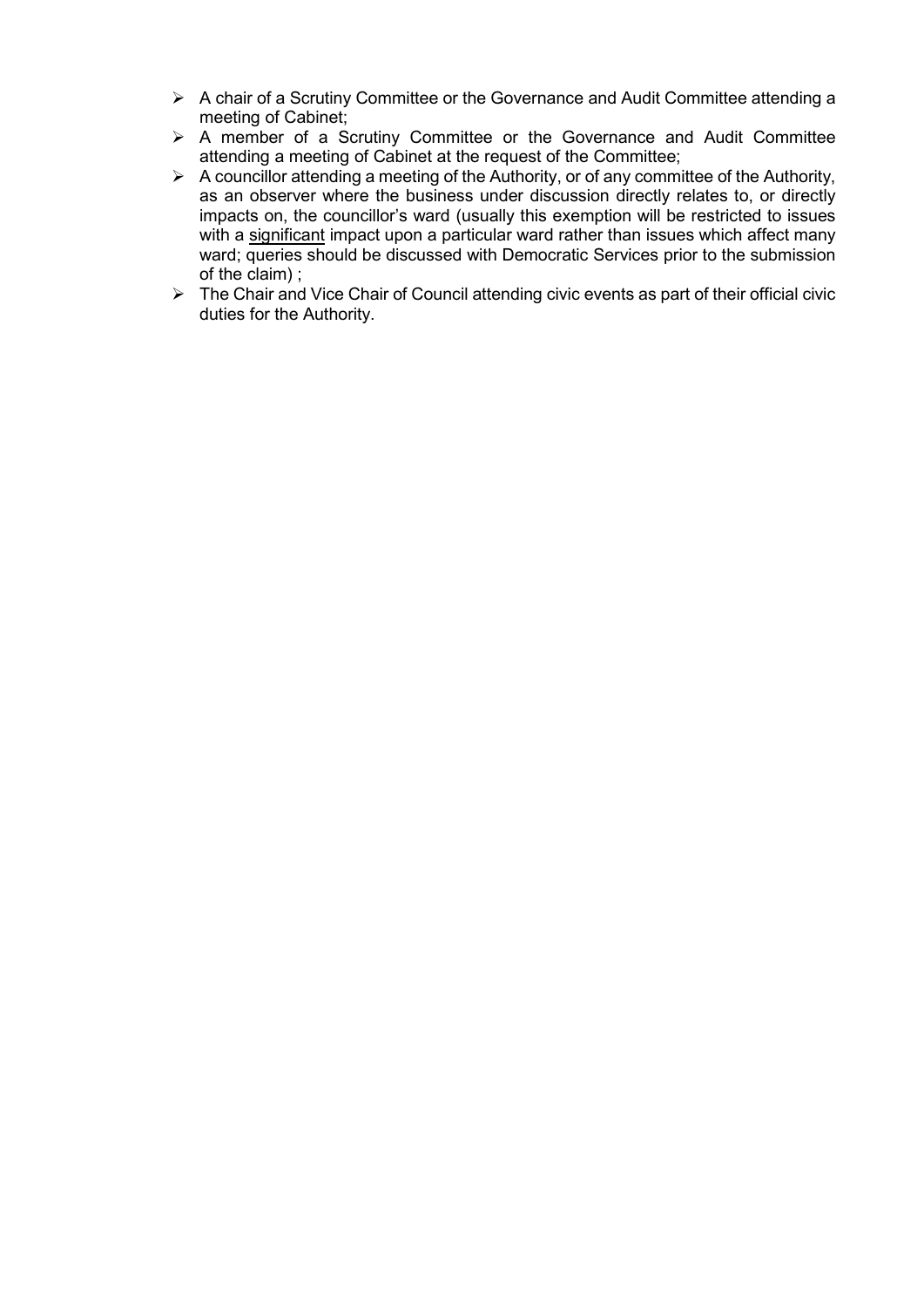- A chair of a Scrutiny Committee or the Governance and Audit Committee attending a meeting of Cabinet;
- A member of a Scrutiny Committee or the Governance and Audit Committee attending a meeting of Cabinet at the request of the Committee;
- A councillor attending a meeting of the Authority, or of any committee of the Authority, as an observer where the business under discussion directly relates to, or directly impacts on, the councillor's ward (usually this exemption will be restricted to issues with a <u>significant</u> impact upon a particular ward rather than issues which affect many ward; queries should be discussed with Democratic Services prior to the submission of the claim) ;
- The Chair and Vice Chair of Council attending civic events as part of their official civic duties for the Authority.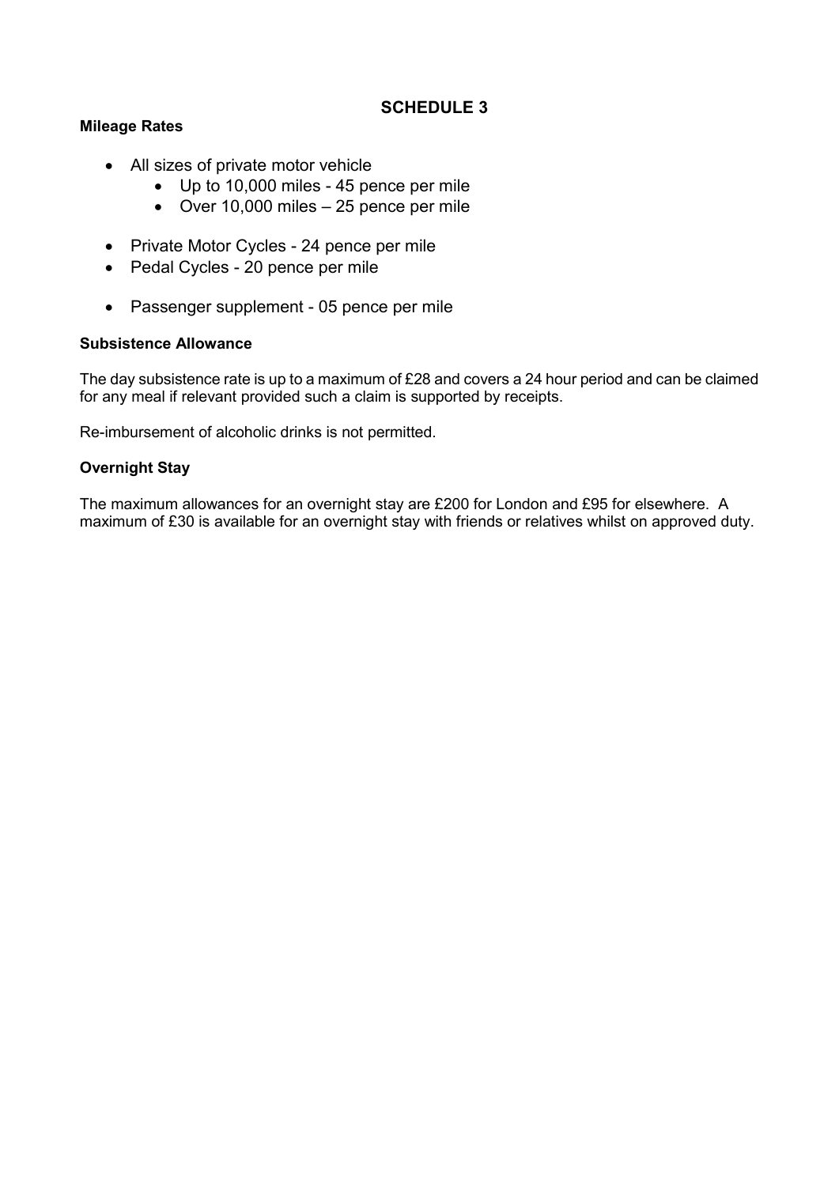# SCHEDULE 3

**Mileage Rates**

- All sizes of private motor vehicle
  - Up to 10,000 miles - 45 pence per mile
  - Over 10,000 miles – 25 pence per mile

- Private Motor Cycles - 24 pence per mile
- Pedal Cycles - 20 pence per mile

- Passenger supplement - 05 pence per mile

**Subsistence Allowance**

The day subsistence rate is up to a maximum of £28 and covers a 24 hour period and can be claimed for any meal if relevant provided such a claim is supported by receipts.

Re-imbursement of alcoholic drinks is not permitted.

**Overnight Stay**

The maximum allowances for an overnight stay are £200 for London and £95 for elsewhere. A maximum of £30 is available for an overnight stay with friends or relatives whilst on approved duty.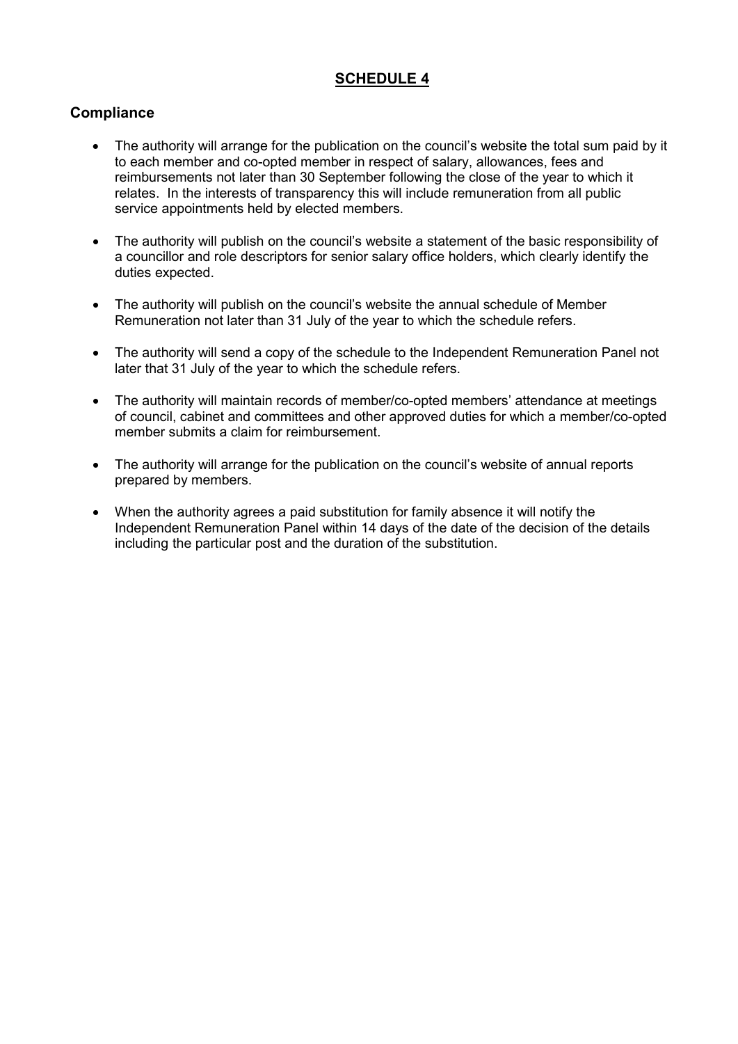# SCHEDULE 4

## Compliance

- The authority will arrange for the publication on the council's website the total sum paid by it to each member and co-opted member in respect of salary, allowances, fees and reimbursements not later than 30 September following the close of the year to which it relates. In the interests of transparency this will include remuneration from all public service appointments held by elected members.

- The authority will publish on the council's website a statement of the basic responsibility of a councillor and role descriptors for senior salary office holders, which clearly identify the duties expected.

- The authority will publish on the council's website the annual schedule of Member Remuneration not later than 31 July of the year to which the schedule refers.

- The authority will send a copy of the schedule to the Independent Remuneration Panel not later that 31 July of the year to which the schedule refers.

- The authority will maintain records of member/co-opted members' attendance at meetings of council, cabinet and committees and other approved duties for which a member/co-opted member submits a claim for reimbursement.

- The authority will arrange for the publication on the council's website of annual reports prepared by members.

- When the authority agrees a paid substitution for family absence it will notify the Independent Remuneration Panel within 14 days of the date of the decision of the details including the particular post and the duration of the substitution.